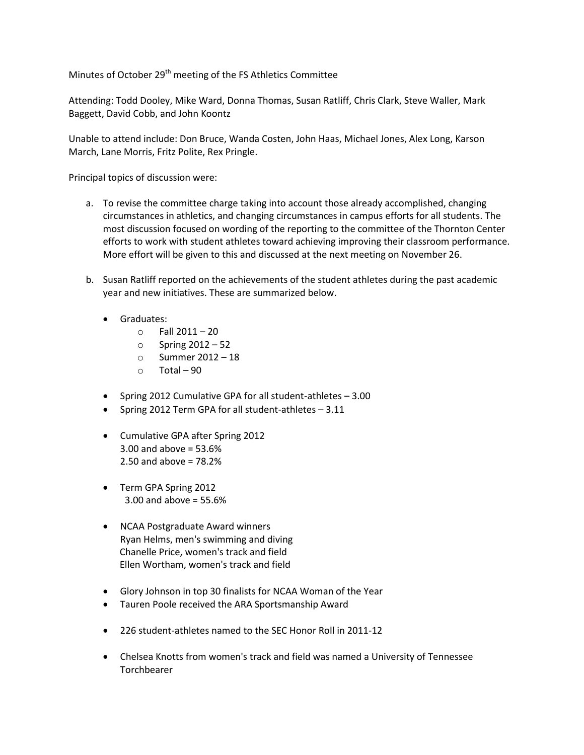Minutes of October 29th meeting of the FS Athletics Committee

Attending: Todd Dooley, Mike Ward, Donna Thomas, Susan Ratliff, Chris Clark, Steve Waller, Mark Baggett, David Cobb, and John Koontz

Unable to attend include: Don Bruce, Wanda Costen, John Haas, Michael Jones, Alex Long, Karson March, Lane Morris, Fritz Polite, Rex Pringle.

Principal topics of discussion were:

a. To revise the committee charge taking into account those already accomplished, changing circumstances in athletics, and changing circumstances in campus efforts for all students. The most discussion focused on wording of the reporting to the committee of the Thornton Center efforts to work with student athletes toward achieving improving their classroom performance. More effort will be given to this and discussed at the next meeting on November 26.

b. Susan Ratliff reported on the achievements of the student athletes during the past academic year and new initiatives. These are summarized below.

   - Graduates:
     - Fall 2011 – 20
     - Spring 2012 – 52
     - Summer 2012 – 18
     - Total – 90

   - Spring 2012 Cumulative GPA for all student-athletes – 3.00
   - Spring 2012 Term GPA for all student-athletes – 3.11

   - Cumulative GPA after Spring 2012
     3.00 and above = 53.6%
     2.50 and above = 78.2%

   - Term GPA Spring 2012
     3.00 and above = 55.6%

   - NCAA Postgraduate Award winners
     Ryan Helms, men's swimming and diving
     Chanelle Price, women's track and field
     Ellen Wortham, women's track and field

   - Glory Johnson in top 30 finalists for NCAA Woman of the Year
   - Tauren Poole received the ARA Sportsmanship Award

   - 226 student-athletes named to the SEC Honor Roll in 2011-12

   - Chelsea Knotts from women's track and field was named a University of Tennessee Torchbearer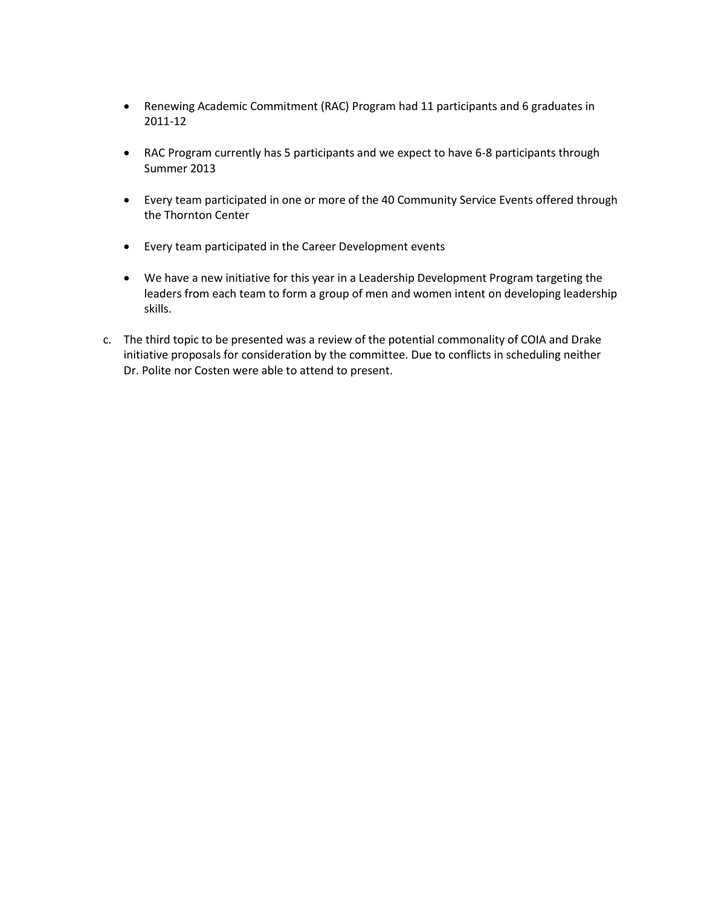- Renewing Academic Commitment (RAC) Program had 11 participants and 6 graduates in 2011-12

- RAC Program currently has 5 participants and we expect to have 6-8 participants through Summer 2013

- Every team participated in one or more of the 40 Community Service Events offered through the Thornton Center

- Every team participated in the Career Development events

- We have a new initiative for this year in a Leadership Development Program targeting the leaders from each team to form a group of men and women intent on developing leadership skills.

c. The third topic to be presented was a review of the potential commonality of COIA and Drake initiative proposals for consideration by the committee. Due to conflicts in scheduling neither Dr. Polite nor Costen were able to attend to present.